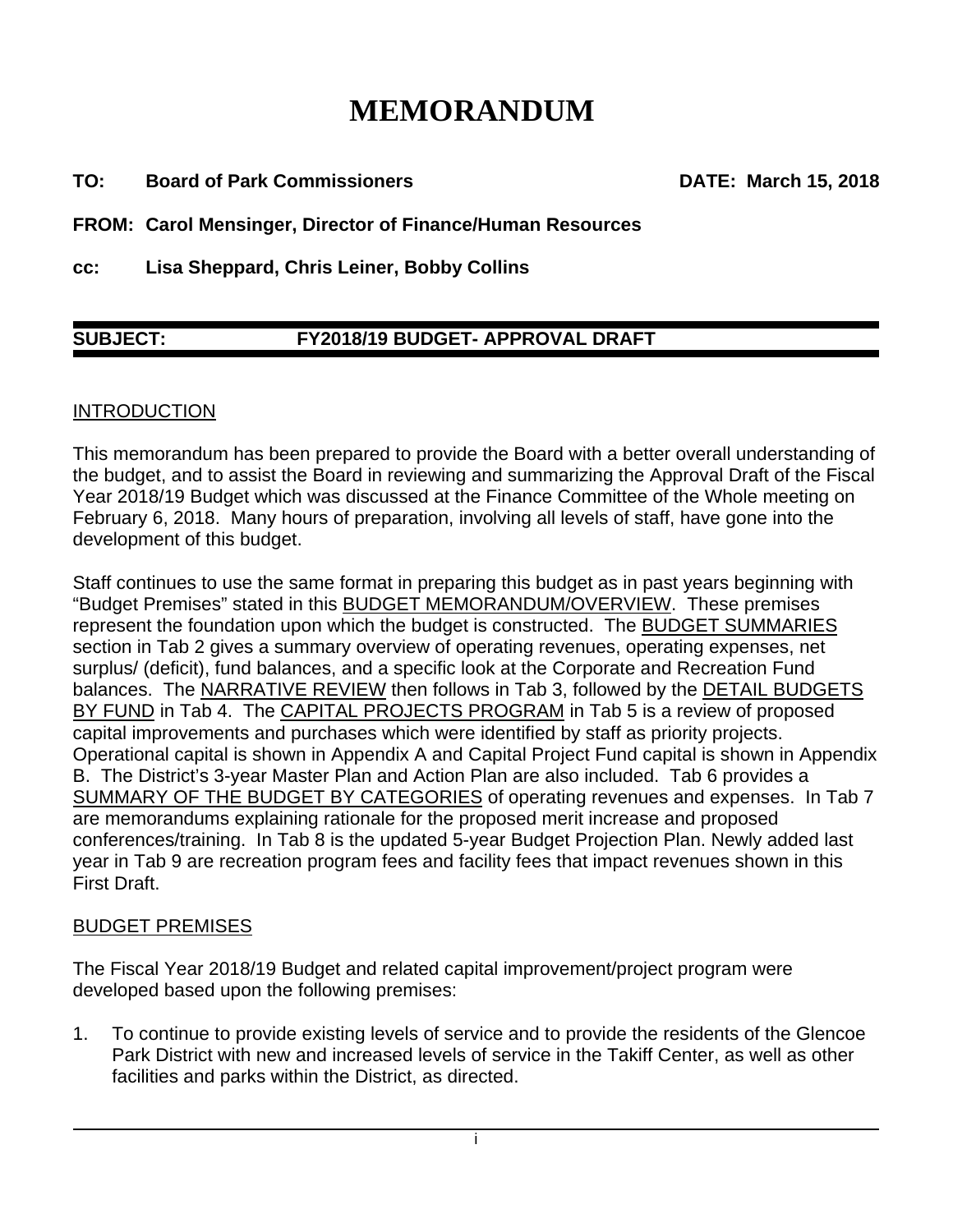# MEMORANDUM

**TO: Board of Park Commissioners** **DATE: March 15, 2018**

**FROM: Carol Mensinger, Director of Finance/Human Resources**

**cc: Lisa Sheppard, Chris Leiner, Bobby Collins**

---

**SUBJECT: FY2018/19 BUDGET- APPROVAL DRAFT**

---

INTRODUCTION

This memorandum has been prepared to provide the Board with a better overall understanding of the budget, and to assist the Board in reviewing and summarizing the Approval Draft of the Fiscal Year 2018/19 Budget which was discussed at the Finance Committee of the Whole meeting on February 6, 2018. Many hours of preparation, involving all levels of staff, have gone into the development of this budget.

Staff continues to use the same format in preparing this budget as in past years beginning with "Budget Premises" stated in this BUDGET MEMORANDUM/OVERVIEW. These premises represent the foundation upon which the budget is constructed. The BUDGET SUMMARIES section in Tab 2 gives a summary overview of operating revenues, operating expenses, net surplus/ (deficit), fund balances, and a specific look at the Corporate and Recreation Fund balances. The NARRATIVE REVIEW then follows in Tab 3, followed by the DETAIL BUDGETS BY FUND in Tab 4. The CAPITAL PROJECTS PROGRAM in Tab 5 is a review of proposed capital improvements and purchases which were identified by staff as priority projects. Operational capital is shown in Appendix A and Capital Project Fund capital is shown in Appendix B. The District's 3-year Master Plan and Action Plan are also included. Tab 6 provides a SUMMARY OF THE BUDGET BY CATEGORIES of operating revenues and expenses. In Tab 7 are memorandums explaining rationale for the proposed merit increase and proposed conferences/training. In Tab 8 is the updated 5-year Budget Projection Plan. Newly added last year in Tab 9 are recreation program fees and facility fees that impact revenues shown in this First Draft.

BUDGET PREMISES

The Fiscal Year 2018/19 Budget and related capital improvement/project program were developed based upon the following premises:

1. To continue to provide existing levels of service and to provide the residents of the Glencoe Park District with new and increased levels of service in the Takiff Center, as well as other facilities and parks within the District, as directed.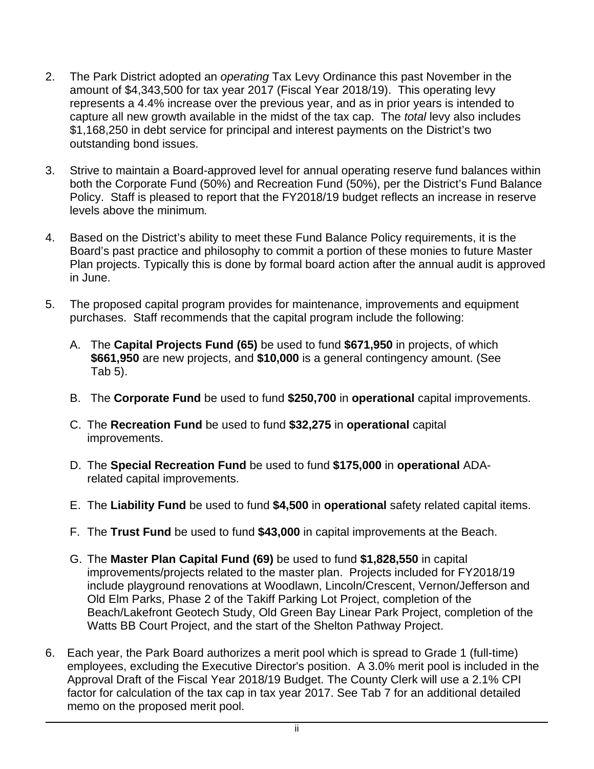2. The Park District adopted an *operating* Tax Levy Ordinance this past November in the amount of $4,343,500 for tax year 2017 (Fiscal Year 2018/19). This operating levy represents a 4.4% increase over the previous year, and as in prior years is intended to capture all new growth available in the midst of the tax cap. The *total* levy also includes $1,168,250 in debt service for principal and interest payments on the District's two outstanding bond issues.

3. Strive to maintain a Board-approved level for annual operating reserve fund balances within both the Corporate Fund (50%) and Recreation Fund (50%), per the District's Fund Balance Policy. Staff is pleased to report that the FY2018/19 budget reflects an increase in reserve levels above the minimum.

4. Based on the District's ability to meet these Fund Balance Policy requirements, it is the Board's past practice and philosophy to commit a portion of these monies to future Master Plan projects. Typically this is done by formal board action after the annual audit is approved in June.

5. The proposed capital program provides for maintenance, improvements and equipment purchases. Staff recommends that the capital program include the following:

   A. The **Capital Projects Fund (65)** be used to fund **$671,950** in projects, of which **$661,950** are new projects, and **$10,000** is a general contingency amount. (See Tab 5).

   B. The **Corporate Fund** be used to fund **$250,700** in **operational** capital improvements.

   C. The **Recreation Fund** be used to fund **$32,275** in **operational** capital improvements.

   D. The **Special Recreation Fund** be used to fund **$175,000** in **operational** ADA-related capital improvements.

   E. The **Liability Fund** be used to fund **$4,500** in **operational** safety related capital items.

   F. The **Trust Fund** be used to fund **$43,000** in capital improvements at the Beach.

   G. The **Master Plan Capital Fund (69)** be used to fund **$1,828,550** in capital improvements/projects related to the master plan. Projects included for FY2018/19 include playground renovations at Woodlawn, Lincoln/Crescent, Vernon/Jefferson and Old Elm Parks, Phase 2 of the Takiff Parking Lot Project, completion of the Beach/Lakefront Geotech Study, Old Green Bay Linear Park Project, completion of the Watts BB Court Project, and the start of the Shelton Pathway Project.

6. Each year, the Park Board authorizes a merit pool which is spread to Grade 1 (full-time) employees, excluding the Executive Director's position. A 3.0% merit pool is included in the Approval Draft of the Fiscal Year 2018/19 Budget. The County Clerk will use a 2.1% CPI factor for calculation of the tax cap in tax year 2017. See Tab 7 for an additional detailed memo on the proposed merit pool.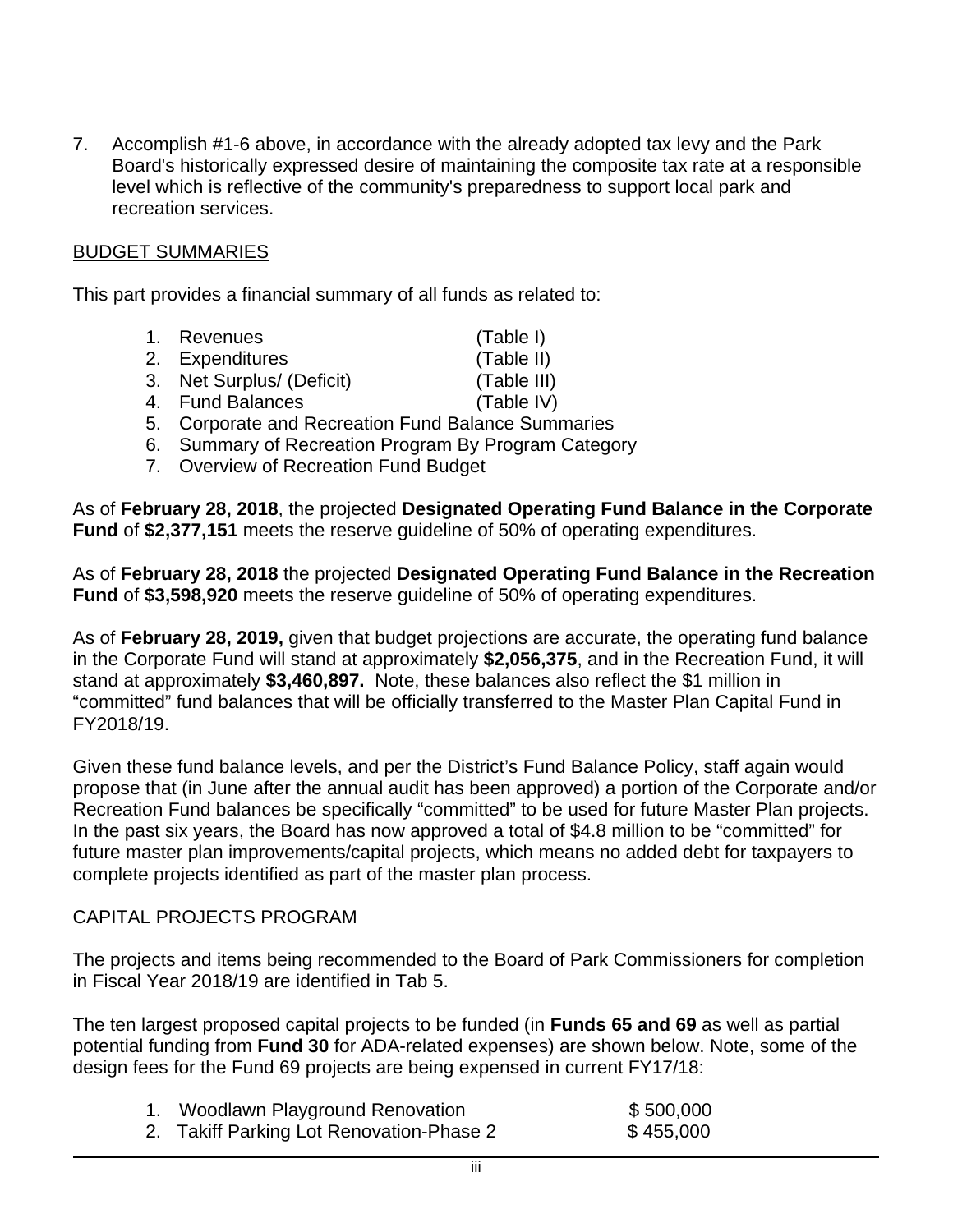7. Accomplish #1-6 above, in accordance with the already adopted tax levy and the Park Board's historically expressed desire of maintaining the composite tax rate at a responsible level which is reflective of the community's preparedness to support local park and recreation services.

## BUDGET SUMMARIES

This part provides a financial summary of all funds as related to:

1. Revenues (Table I)
2. Expenditures (Table II)
3. Net Surplus/ (Deficit) (Table III)
4. Fund Balances (Table IV)
5. Corporate and Recreation Fund Balance Summaries
6. Summary of Recreation Program By Program Category
7. Overview of Recreation Fund Budget

As of **February 28, 2018**, the projected **Designated Operating Fund Balance in the Corporate Fund** of **$2,377,151** meets the reserve guideline of 50% of operating expenditures.

As of **February 28, 2018** the projected **Designated Operating Fund Balance in the Recreation Fund** of **$3,598,920** meets the reserve guideline of 50% of operating expenditures.

As of **February 28, 2019,** given that budget projections are accurate, the operating fund balance in the Corporate Fund will stand at approximately **$2,056,375**, and in the Recreation Fund, it will stand at approximately **$3,460,897.** Note, these balances also reflect the $1 million in "committed" fund balances that will be officially transferred to the Master Plan Capital Fund in FY2018/19.

Given these fund balance levels, and per the District's Fund Balance Policy, staff again would propose that (in June after the annual audit has been approved) a portion of the Corporate and/or Recreation Fund balances be specifically "committed" to be used for future Master Plan projects. In the past six years, the Board has now approved a total of $4.8 million to be "committed" for future master plan improvements/capital projects, which means no added debt for taxpayers to complete projects identified as part of the master plan process.

## CAPITAL PROJECTS PROGRAM

The projects and items being recommended to the Board of Park Commissioners for completion in Fiscal Year 2018/19 are identified in Tab 5.

The ten largest proposed capital projects to be funded (in **Funds 65 and 69** as well as partial potential funding from **Fund 30** for ADA-related expenses) are shown below. Note, some of the design fees for the Fund 69 projects are being expensed in current FY17/18:

1. Woodlawn Playground Renovation $ 500,000
2. Takiff Parking Lot Renovation-Phase 2 $ 455,000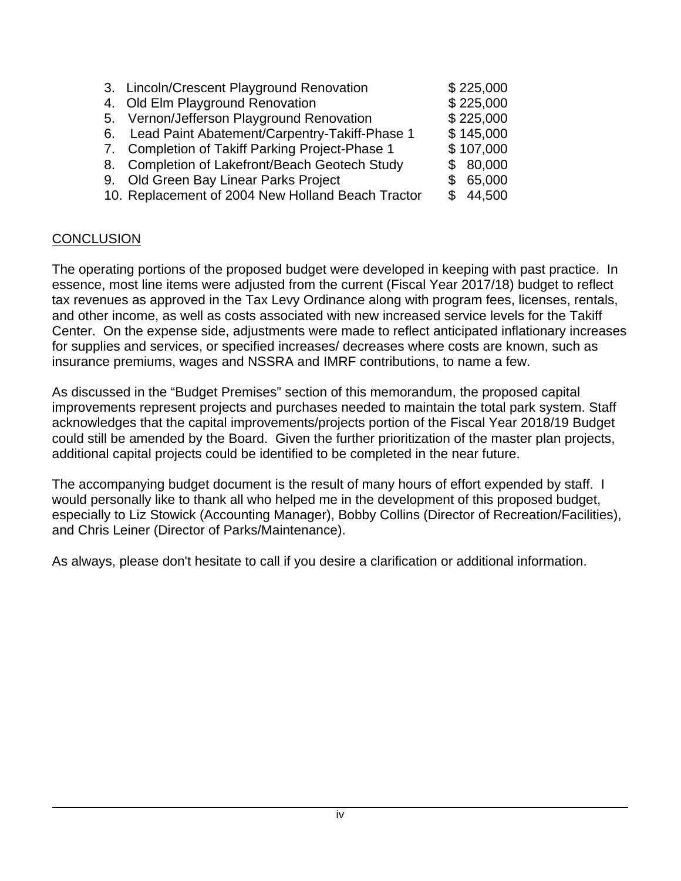3. Lincoln/Crescent Playground Renovation $ 225,000
4. Old Elm Playground Renovation $ 225,000
5. Vernon/Jefferson Playground Renovation $ 225,000
6. Lead Paint Abatement/Carpentry-Takiff-Phase 1 $ 145,000
7. Completion of Takiff Parking Project-Phase 1 $ 107,000
8. Completion of Lakefront/Beach Geotech Study $ 80,000
9. Old Green Bay Linear Parks Project $ 65,000
10. Replacement of 2004 New Holland Beach Tractor $ 44,500

## CONCLUSION

The operating portions of the proposed budget were developed in keeping with past practice. In essence, most line items were adjusted from the current (Fiscal Year 2017/18) budget to reflect tax revenues as approved in the Tax Levy Ordinance along with program fees, licenses, rentals, and other income, as well as costs associated with new increased service levels for the Takiff Center. On the expense side, adjustments were made to reflect anticipated inflationary increases for supplies and services, or specified increases/ decreases where costs are known, such as insurance premiums, wages and NSSRA and IMRF contributions, to name a few.

As discussed in the "Budget Premises" section of this memorandum, the proposed capital improvements represent projects and purchases needed to maintain the total park system. Staff acknowledges that the capital improvements/projects portion of the Fiscal Year 2018/19 Budget could still be amended by the Board. Given the further prioritization of the master plan projects, additional capital projects could be identified to be completed in the near future.

The accompanying budget document is the result of many hours of effort expended by staff. I would personally like to thank all who helped me in the development of this proposed budget, especially to Liz Stowick (Accounting Manager), Bobby Collins (Director of Recreation/Facilities), and Chris Leiner (Director of Parks/Maintenance).

As always, please don't hesitate to call if you desire a clarification or additional information.